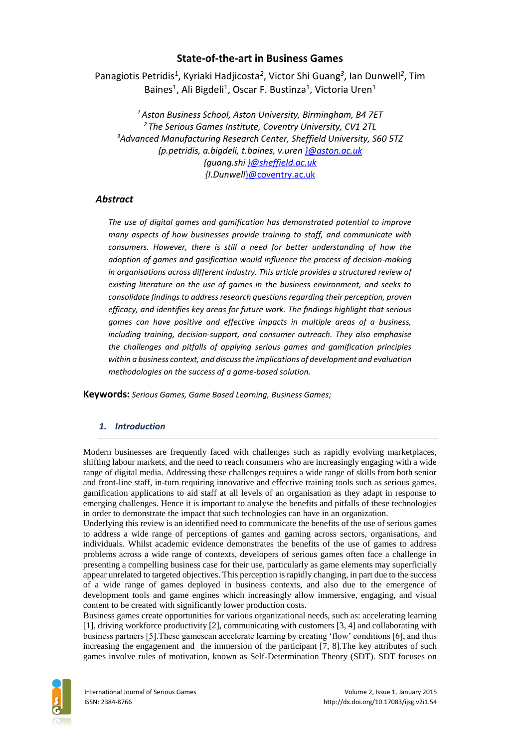# State-of-the-art in Business Games

Panagiotis Petridis[1], Kyriaki Hadjicosta[2], Victor Shi Guang[3], Ian Dunwell[2], Tim Baines[1], Ali Bigdeli[1], Oscar F. Bustinza[1], Victoria Uren[1]

[1] *Aston Business School, Aston University, Birmingham, B4 7ET*
[2] *The Serious Games Institute, Coventry University, CV1 2TL*
[3] *Advanced Manufacturing Research Center, Sheffield University, S60 5TZ*
*{p.petridis, a.bigdeli, t.baines, v.uren }@aston.ac.uk*
*{guang.shi }@sheffield.ac.uk*
*{I.Dunwell}@coventry.ac.uk*

### *Abstract*

*The use of digital games and gamification has demonstrated potential to improve many aspects of how businesses provide training to staff, and communicate with consumers. However, there is still a need for better understanding of how the adoption of games and gasification would influence the process of decision-making in organisations across different industry. This article provides a structured review of existing literature on the use of games in the business environment, and seeks to consolidate findings to address research questions regarding their perception, proven efficacy, and identifies key areas for future work. The findings highlight that serious games can have positive and effective impacts in multiple areas of a business, including training, decision-support, and consumer outreach. They also emphasise the challenges and pitfalls of applying serious games and gamification principles within a business context, and discuss the implications of development and evaluation methodologies on the success of a game-based solution.*

**Keywords:** *Serious Games, Game Based Learning, Business Games;*

## 1. Introduction

Modern businesses are frequently faced with challenges such as rapidly evolving marketplaces, shifting labour markets, and the need to reach consumers who are increasingly engaging with a wide range of digital media. Addressing these challenges requires a wide range of skills from both senior and front-line staff, in-turn requiring innovative and effective training tools such as serious games, gamification applications to aid staff at all levels of an organisation as they adapt in response to emerging challenges. Hence it is important to analyse the benefits and pitfalls of these technologies in order to demonstrate the impact that such technologies can have in an organization.

Underlying this review is an identified need to communicate the benefits of the use of serious games to address a wide range of perceptions of games and gaming across sectors, organisations, and individuals. Whilst academic evidence demonstrates the benefits of the use of games to address problems across a wide range of contexts, developers of serious games often face a challenge in presenting a compelling business case for their use, particularly as game elements may superficially appear unrelated to targeted objectives. This perception is rapidly changing, in part due to the success of a wide range of games deployed in business contexts, and also due to the emergence of development tools and game engines which increasingly allow immersive, engaging, and visual content to be created with significantly lower production costs.

Business games create opportunities for various organizational needs, such as: accelerating learning [1], driving workforce productivity [2], communicating with customers [3, 4] and collaborating with business partners [5].These gamescan accelerate learning by creating 'flow' conditions [6], and thus increasing the engagement and the immersion of the participant [7, 8].The key attributes of such games involve rules of motivation, known as Self-Determination Theory (SDT). SDT focuses on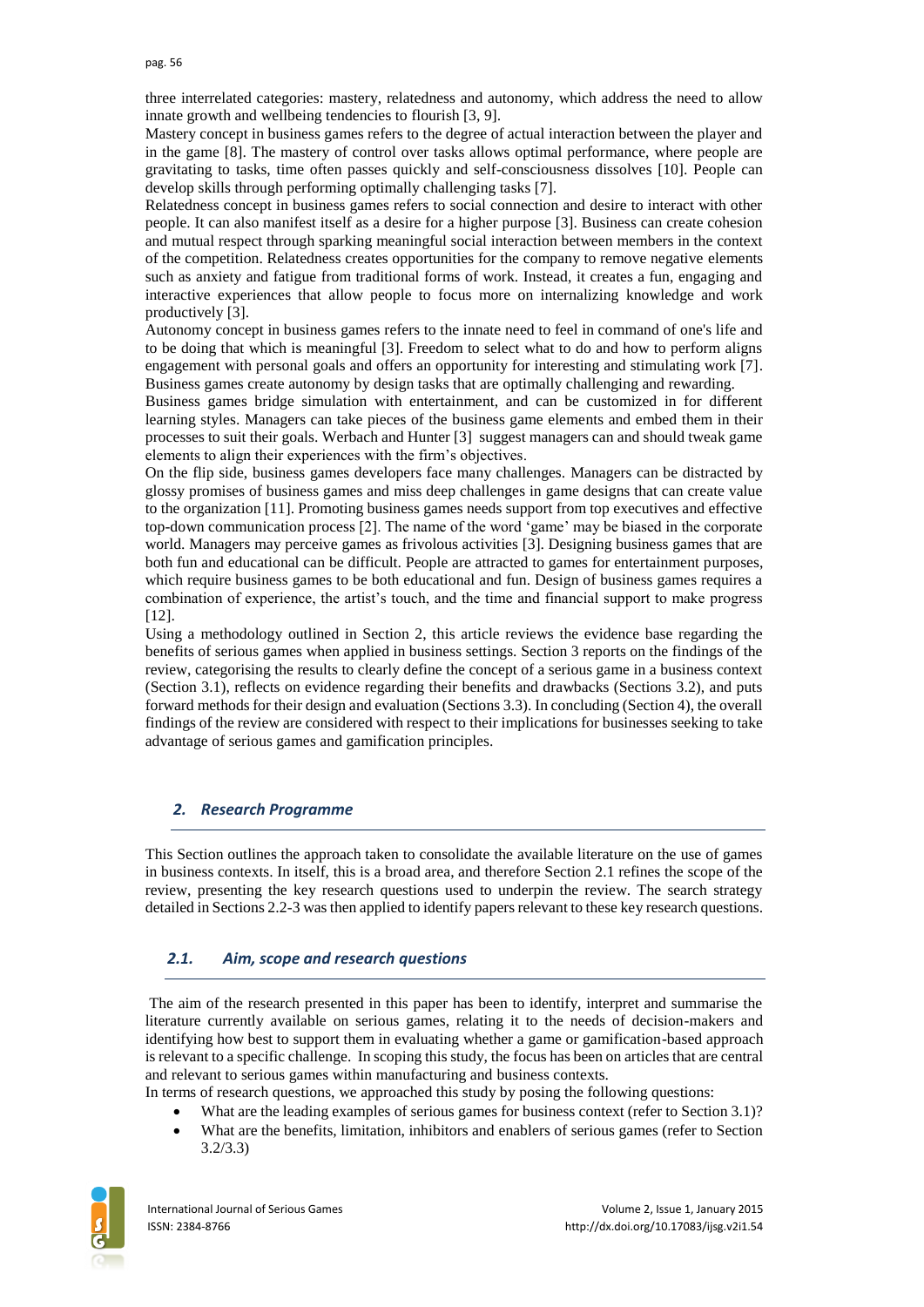three interrelated categories: mastery, relatedness and autonomy, which address the need to allow innate growth and wellbeing tendencies to flourish [3, 9].

Mastery concept in business games refers to the degree of actual interaction between the player and in the game [8]. The mastery of control over tasks allows optimal performance, where people are gravitating to tasks, time often passes quickly and self-consciousness dissolves [10]. People can develop skills through performing optimally challenging tasks [7].

Relatedness concept in business games refers to social connection and desire to interact with other people. It can also manifest itself as a desire for a higher purpose [3]. Business can create cohesion and mutual respect through sparking meaningful social interaction between members in the context of the competition. Relatedness creates opportunities for the company to remove negative elements such as anxiety and fatigue from traditional forms of work. Instead, it creates a fun, engaging and interactive experiences that allow people to focus more on internalizing knowledge and work productively [3].

Autonomy concept in business games refers to the innate need to feel in command of one's life and to be doing that which is meaningful [3]. Freedom to select what to do and how to perform aligns engagement with personal goals and offers an opportunity for interesting and stimulating work [7]. Business games create autonomy by design tasks that are optimally challenging and rewarding.

Business games bridge simulation with entertainment, and can be customized in for different learning styles. Managers can take pieces of the business game elements and embed them in their processes to suit their goals. Werbach and Hunter [3] suggest managers can and should tweak game elements to align their experiences with the firm's objectives.

On the flip side, business games developers face many challenges. Managers can be distracted by glossy promises of business games and miss deep challenges in game designs that can create value to the organization [11]. Promoting business games needs support from top executives and effective top-down communication process [2]. The name of the word 'game' may be biased in the corporate world. Managers may perceive games as frivolous activities [3]. Designing business games that are both fun and educational can be difficult. People are attracted to games for entertainment purposes, which require business games to be both educational and fun. Design of business games requires a combination of experience, the artist's touch, and the time and financial support to make progress [12].

Using a methodology outlined in Section 2, this article reviews the evidence base regarding the benefits of serious games when applied in business settings. Section 3 reports on the findings of the review, categorising the results to clearly define the concept of a serious game in a business context (Section 3.1), reflects on evidence regarding their benefits and drawbacks (Sections 3.2), and puts forward methods for their design and evaluation (Sections 3.3). In concluding (Section 4), the overall findings of the review are considered with respect to their implications for businesses seeking to take advantage of serious games and gamification principles.

## *2. Research Programme*

This Section outlines the approach taken to consolidate the available literature on the use of games in business contexts. In itself, this is a broad area, and therefore Section 2.1 refines the scope of the review, presenting the key research questions used to underpin the review. The search strategy detailed in Sections 2.2-3 was then applied to identify papers relevant to these key research questions.

### *2.1. Aim, scope and research questions*

The aim of the research presented in this paper has been to identify, interpret and summarise the literature currently available on serious games, relating it to the needs of decision-makers and identifying how best to support them in evaluating whether a game or gamification-based approach is relevant to a specific challenge. In scoping this study, the focus has been on articles that are central and relevant to serious games within manufacturing and business contexts.

In terms of research questions, we approached this study by posing the following questions:

- What are the leading examples of serious games for business context (refer to Section 3.1)?
- What are the benefits, limitation, inhibitors and enablers of serious games (refer to Section 3.2/3.3)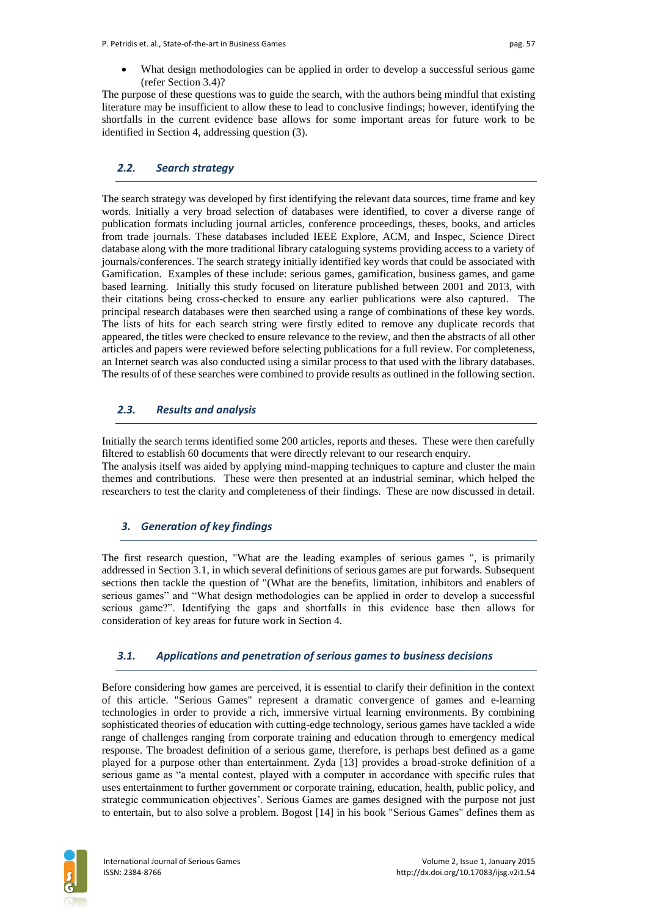- What design methodologies can be applied in order to develop a successful serious game (refer Section 3.4)?

The purpose of these questions was to guide the search, with the authors being mindful that existing literature may be insufficient to allow these to lead to conclusive findings; however, identifying the shortfalls in the current evidence base allows for some important areas for future work to be identified in Section 4, addressing question (3).

### *2.2. Search strategy*

The search strategy was developed by first identifying the relevant data sources, time frame and key words. Initially a very broad selection of databases were identified, to cover a diverse range of publication formats including journal articles, conference proceedings, theses, books, and articles from trade journals. These databases included IEEE Explore, ACM, and Inspec, Science Direct database along with the more traditional library cataloguing systems providing access to a variety of journals/conferences. The search strategy initially identified key words that could be associated with Gamification. Examples of these include: serious games, gamification, business games, and game based learning. Initially this study focused on literature published between 2001 and 2013, with their citations being cross-checked to ensure any earlier publications were also captured. The principal research databases were then searched using a range of combinations of these key words. The lists of hits for each search string were firstly edited to remove any duplicate records that appeared, the titles were checked to ensure relevance to the review, and then the abstracts of all other articles and papers were reviewed before selecting publications for a full review. For completeness, an Internet search was also conducted using a similar process to that used with the library databases. The results of of these searches were combined to provide results as outlined in the following section.

### *2.3. Results and analysis*

Initially the search terms identified some 200 articles, reports and theses. These were then carefully filtered to establish 60 documents that were directly relevant to our research enquiry.
The analysis itself was aided by applying mind-mapping techniques to capture and cluster the main themes and contributions. These were then presented at an industrial seminar, which helped the researchers to test the clarity and completeness of their findings. These are now discussed in detail.

## *3. Generation of key findings*

The first research question, "What are the leading examples of serious games ", is primarily addressed in Section 3.1, in which several definitions of serious games are put forwards. Subsequent sections then tackle the question of "(What are the benefits, limitation, inhibitors and enablers of serious games" and "What design methodologies can be applied in order to develop a successful serious game?". Identifying the gaps and shortfalls in this evidence base then allows for consideration of key areas for future work in Section 4.

### *3.1. Applications and penetration of serious games to business decisions*

Before considering how games are perceived, it is essential to clarify their definition in the context of this article. "Serious Games" represent a dramatic convergence of games and e-learning technologies in order to provide a rich, immersive virtual learning environments. By combining sophisticated theories of education with cutting-edge technology, serious games have tackled a wide range of challenges ranging from corporate training and education through to emergency medical response. The broadest definition of a serious game, therefore, is perhaps best defined as a game played for a purpose other than entertainment. Zyda [13] provides a broad-stroke definition of a serious game as "a mental contest, played with a computer in accordance with specific rules that uses entertainment to further government or corporate training, education, health, public policy, and strategic communication objectives'. Serious Games are games designed with the purpose not just to entertain, but to also solve a problem. Bogost [14] in his book "Serious Games" defines them as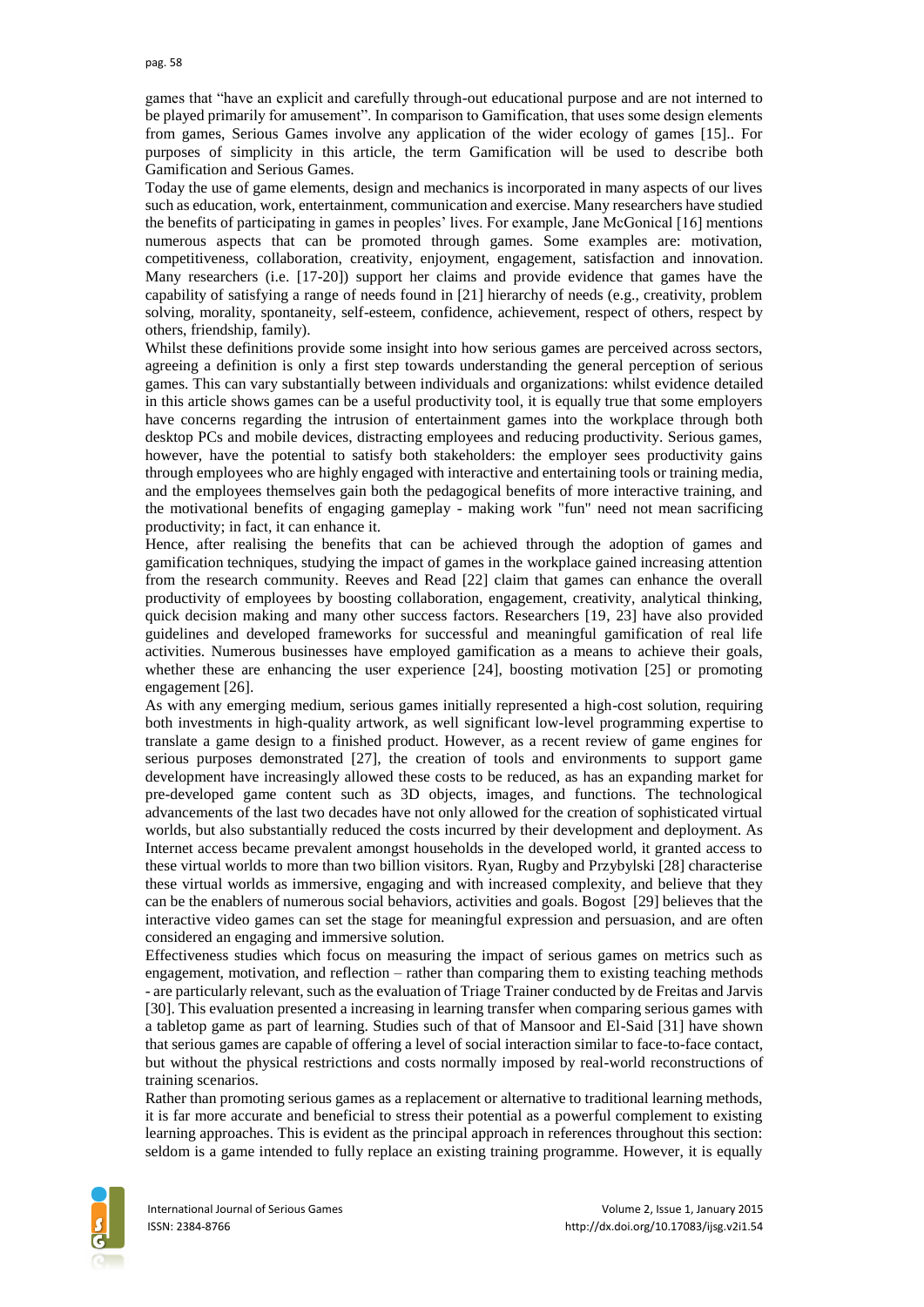games that "have an explicit and carefully through-out educational purpose and are not interned to be played primarily for amusement". In comparison to Gamification, that uses some design elements from games, Serious Games involve any application of the wider ecology of games [15].. For purposes of simplicity in this article, the term Gamification will be used to describe both Gamification and Serious Games.

Today the use of game elements, design and mechanics is incorporated in many aspects of our lives such as education, work, entertainment, communication and exercise. Many researchers have studied the benefits of participating in games in peoples' lives. For example, Jane McGonical [16] mentions numerous aspects that can be promoted through games. Some examples are: motivation, competitiveness, collaboration, creativity, enjoyment, engagement, satisfaction and innovation. Many researchers (i.e. [17-20]) support her claims and provide evidence that games have the capability of satisfying a range of needs found in [21] hierarchy of needs (e.g., creativity, problem solving, morality, spontaneity, self-esteem, confidence, achievement, respect of others, respect by others, friendship, family).

Whilst these definitions provide some insight into how serious games are perceived across sectors, agreeing a definition is only a first step towards understanding the general perception of serious games. This can vary substantially between individuals and organizations: whilst evidence detailed in this article shows games can be a useful productivity tool, it is equally true that some employers have concerns regarding the intrusion of entertainment games into the workplace through both desktop PCs and mobile devices, distracting employees and reducing productivity. Serious games, however, have the potential to satisfy both stakeholders: the employer sees productivity gains through employees who are highly engaged with interactive and entertaining tools or training media, and the employees themselves gain both the pedagogical benefits of more interactive training, and the motivational benefits of engaging gameplay - making work "fun" need not mean sacrificing productivity; in fact, it can enhance it.

Hence, after realising the benefits that can be achieved through the adoption of games and gamification techniques, studying the impact of games in the workplace gained increasing attention from the research community. Reeves and Read [22] claim that games can enhance the overall productivity of employees by boosting collaboration, engagement, creativity, analytical thinking, quick decision making and many other success factors. Researchers [19, 23] have also provided guidelines and developed frameworks for successful and meaningful gamification of real life activities. Numerous businesses have employed gamification as a means to achieve their goals, whether these are enhancing the user experience [24], boosting motivation [25] or promoting engagement [26].

As with any emerging medium, serious games initially represented a high-cost solution, requiring both investments in high-quality artwork, as well significant low-level programming expertise to translate a game design to a finished product. However, as a recent review of game engines for serious purposes demonstrated [27], the creation of tools and environments to support game development have increasingly allowed these costs to be reduced, as has an expanding market for pre-developed game content such as 3D objects, images, and functions. The technological advancements of the last two decades have not only allowed for the creation of sophisticated virtual worlds, but also substantially reduced the costs incurred by their development and deployment. As Internet access became prevalent amongst households in the developed world, it granted access to these virtual worlds to more than two billion visitors. Ryan, Rugby and Przybylski [28] characterise these virtual worlds as immersive, engaging and with increased complexity, and believe that they can be the enablers of numerous social behaviors, activities and goals. Bogost [29] believes that the interactive video games can set the stage for meaningful expression and persuasion, and are often considered an engaging and immersive solution.

Effectiveness studies which focus on measuring the impact of serious games on metrics such as engagement, motivation, and reflection – rather than comparing them to existing teaching methods - are particularly relevant, such as the evaluation of Triage Trainer conducted by de Freitas and Jarvis [30]. This evaluation presented a increasing in learning transfer when comparing serious games with a tabletop game as part of learning. Studies such of that of Mansoor and El-Said [31] have shown that serious games are capable of offering a level of social interaction similar to face-to-face contact, but without the physical restrictions and costs normally imposed by real-world reconstructions of training scenarios.

Rather than promoting serious games as a replacement or alternative to traditional learning methods, it is far more accurate and beneficial to stress their potential as a powerful complement to existing learning approaches. This is evident as the principal approach in references throughout this section: seldom is a game intended to fully replace an existing training programme. However, it is equally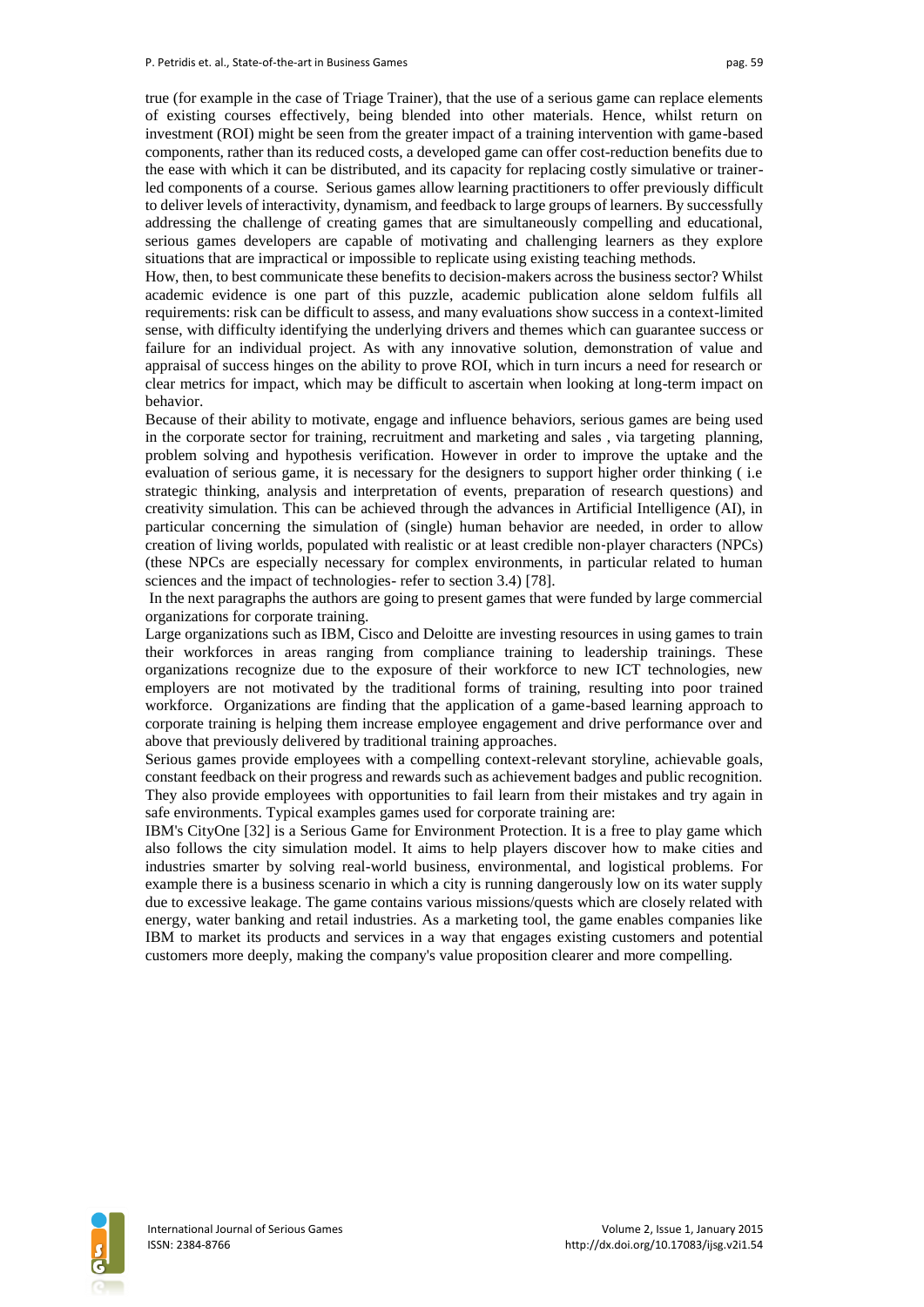true (for example in the case of Triage Trainer), that the use of a serious game can replace elements of existing courses effectively, being blended into other materials. Hence, whilst return on investment (ROI) might be seen from the greater impact of a training intervention with game-based components, rather than its reduced costs, a developed game can offer cost-reduction benefits due to the ease with which it can be distributed, and its capacity for replacing costly simulative or trainer-led components of a course. Serious games allow learning practitioners to offer previously difficult to deliver levels of interactivity, dynamism, and feedback to large groups of learners. By successfully addressing the challenge of creating games that are simultaneously compelling and educational, serious games developers are capable of motivating and challenging learners as they explore situations that are impractical or impossible to replicate using existing teaching methods.

How, then, to best communicate these benefits to decision-makers across the business sector? Whilst academic evidence is one part of this puzzle, academic publication alone seldom fulfils all requirements: risk can be difficult to assess, and many evaluations show success in a context-limited sense, with difficulty identifying the underlying drivers and themes which can guarantee success or failure for an individual project. As with any innovative solution, demonstration of value and appraisal of success hinges on the ability to prove ROI, which in turn incurs a need for research or clear metrics for impact, which may be difficult to ascertain when looking at long-term impact on behavior.

Because of their ability to motivate, engage and influence behaviors, serious games are being used in the corporate sector for training, recruitment and marketing and sales , via targeting planning, problem solving and hypothesis verification. However in order to improve the uptake and the evaluation of serious game, it is necessary for the designers to support higher order thinking ( i.e strategic thinking, analysis and interpretation of events, preparation of research questions) and creativity simulation. This can be achieved through the advances in Artificial Intelligence (AI), in particular concerning the simulation of (single) human behavior are needed, in order to allow creation of living worlds, populated with realistic or at least credible non-player characters (NPCs) (these NPCs are especially necessary for complex environments, in particular related to human sciences and the impact of technologies- refer to section 3.4) [78].

In the next paragraphs the authors are going to present games that were funded by large commercial organizations for corporate training.

Large organizations such as IBM, Cisco and Deloitte are investing resources in using games to train their workforces in areas ranging from compliance training to leadership trainings. These organizations recognize due to the exposure of their workforce to new ICT technologies, new employers are not motivated by the traditional forms of training, resulting into poor trained workforce. Organizations are finding that the application of a game-based learning approach to corporate training is helping them increase employee engagement and drive performance over and above that previously delivered by traditional training approaches.

Serious games provide employees with a compelling context-relevant storyline, achievable goals, constant feedback on their progress and rewards such achievement badges and public recognition. They also provide employees with opportunities to fail learn from their mistakes and try again in safe environments. Typical examples games used for corporate training are:

IBM's CityOne [32] is a Serious Game for Environment Protection. It is a free to play game which also follows the city simulation model. It aims to help players discover how to make cities and industries smarter by solving real-world business, environmental, and logistical problems. For example there is a business scenario in which a city is running dangerously low on its water supply due to excessive leakage. The game contains various missions/quests which are closely related with energy, water banking and retail industries. As a marketing tool, the game enables companies like IBM to market its products and services in a way that engages existing customers and potential customers more deeply, making the company's value proposition clearer and more compelling.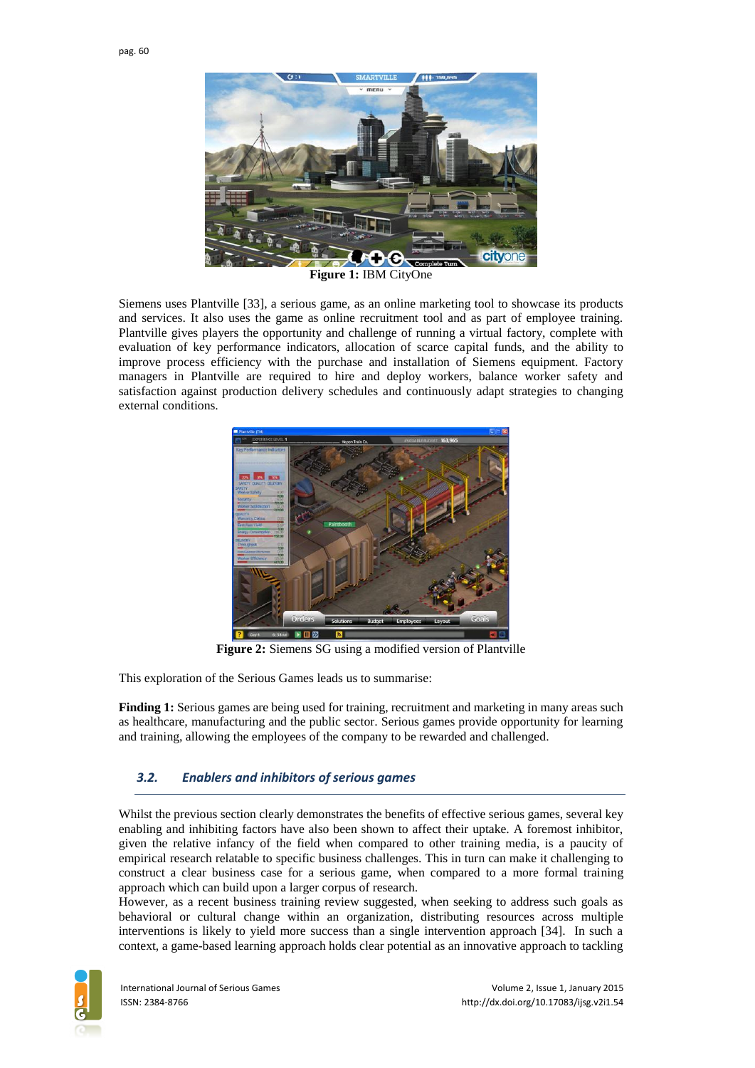Figure 1: IBM CityOne

Siemens uses Plantville [33], a serious game, as an online marketing tool to showcase its products and services. It also uses the game as online recruitment tool and as part of employee training. Plantville gives players the opportunity and challenge of running a virtual factory, complete with evaluation of key performance indicators, allocation of scarce capital funds, and the ability to improve process efficiency with the purchase and installation of Siemens equipment. Factory managers in Plantville are required to hire and deploy workers, balance worker safety and satisfaction against production delivery schedules and continuously adapt strategies to changing external conditions.

Figure 2: Siemens SG using a modified version of Plantville

This exploration of the Serious Games leads us to summarise:

**Finding 1:** Serious games are being used for training, recruitment and marketing in many areas such as healthcare, manufacturing and the public sector. Serious games provide opportunity for learning and training, allowing the employees of the company to be rewarded and challenged.

### *3.2. Enablers and inhibitors of serious games*

Whilst the previous section clearly demonstrates the benefits of effective serious games, several key enabling and inhibiting factors have also been shown to affect their uptake. A foremost inhibitor, given the relative infancy of the field when compared to other training media, is a paucity of empirical research relatable to specific business challenges. This in turn can make it challenging to construct a clear business case for a serious game, when compared to a more formal training approach which can build upon a larger corpus of research.

However, as a recent business training review suggested, when seeking to address such goals as behavioral or cultural change within an organization, distributing resources across multiple interventions is likely to yield more success than a single intervention approach [34]. In such a context, a game-based learning approach holds clear potential as an innovative approach to tackling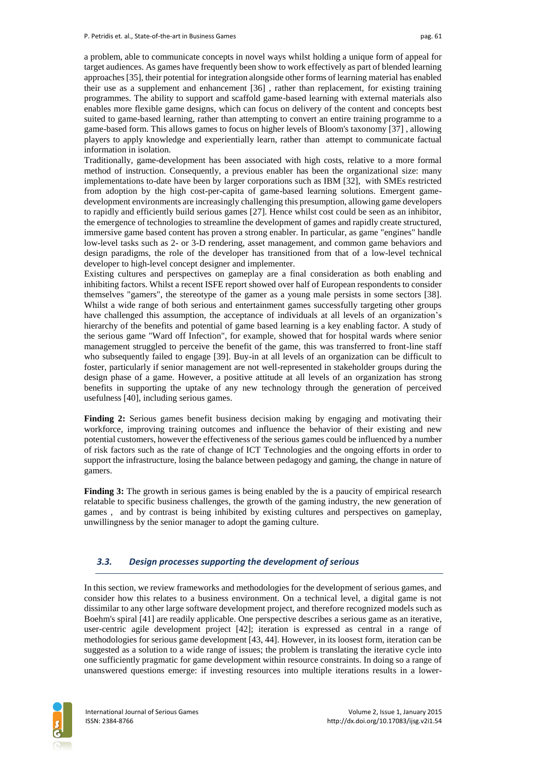a problem, able to communicate concepts in novel ways whilst holding a unique form of appeal for target audiences. As games have frequently been show to work effectively as part of blended learning approaches [35], their potential for integration alongside other forms of learning material has enabled their use as a supplement and enhancement [36] , rather than replacement, for existing training programmes. The ability to support and scaffold game-based learning with external materials also enables more flexible game designs, which can focus on delivery of the content and concepts best suited to game-based learning, rather than attempting to convert an entire training programme to a game-based form. This allows games to focus on higher levels of Bloom's taxonomy [37] , allowing players to apply knowledge and experientially learn, rather than attempt to communicate factual information in isolation.

Traditionally, game-development has been associated with high costs, relative to a more formal method of instruction. Consequently, a previous enabler has been the organizational size: many implementations to-date have been by larger corporations such as IBM [32], with SMEs restricted from adoption by the high cost-per-capita of game-based learning solutions. Emergent game-development environments are increasingly challenging this presumption, allowing game developers to rapidly and efficiently build serious games [27]. Hence whilst cost could be seen as an inhibitor, the emergence of technologies to streamline the development of games and rapidly create structured, immersive game based content has proven a strong enabler. In particular, as game "engines" handle low-level tasks such as 2- or 3-D rendering, asset management, and common game behaviors and design paradigms, the role of the developer has transitioned from that of a low-level technical developer to high-level concept designer and implementer.

Existing cultures and perspectives on gameplay are a final consideration as both enabling and inhibiting factors. Whilst a recent ISFE report showed over half of European respondents to consider themselves "gamers", the stereotype of the gamer as a young male persists in some sectors [38]. Whilst a wide range of both serious and entertainment games successfully targeting other groups have challenged this assumption, the acceptance of individuals at all levels of an organization's hierarchy of the benefits and potential of game based learning is a key enabling factor. A study of the serious game "Ward off Infection", for example, showed that for hospital wards where senior management struggled to perceive the benefit of the game, this was transferred to front-line staff who subsequently failed to engage [39]. Buy-in at all levels of an organization can be difficult to foster, particularly if senior management are not well-represented in stakeholder groups during the design phase of a game. However, a positive attitude at all levels of an organization has strong benefits in supporting the uptake of any new technology through the generation of perceived usefulness [40], including serious games.

**Finding 2:** Serious games benefit business decision making by engaging and motivating their workforce, improving training outcomes and influence the behavior of their existing and new potential customers, however the effectiveness of the serious games could be influenced by a number of risk factors such as the rate of change of ICT Technologies and the ongoing efforts in order to support the infrastructure, losing the balance between pedagogy and gaming, the change in nature of gamers.

**Finding 3:** The growth in serious games is being enabled by the is a paucity of empirical research relatable to specific business challenges, the growth of the gaming industry, the new generation of games , and by contrast is being inhibited by existing cultures and perspectives on gameplay, unwillingness by the senior manager to adopt the gaming culture.

### *3.3. Design processes supporting the development of serious*

In this section, we review frameworks and methodologies for the development of serious games, and consider how this relates to a business environment. On a technical level, a digital game is not dissimilar to any other large software development project, and therefore recognized models such as Boehm's spiral [41] are readily applicable. One perspective describes a serious game as an iterative, user-centric agile development project [42]; iteration is expressed as central in a range of methodologies for serious game development [43, 44]. However, in its loosest form, iteration can be suggested as a solution to a wide range of issues; the problem is translating the iterative cycle into one sufficiently pragmatic for game development within resource constraints. In doing so a range of unanswered questions emerge: if investing resources into multiple iterations results in a lower-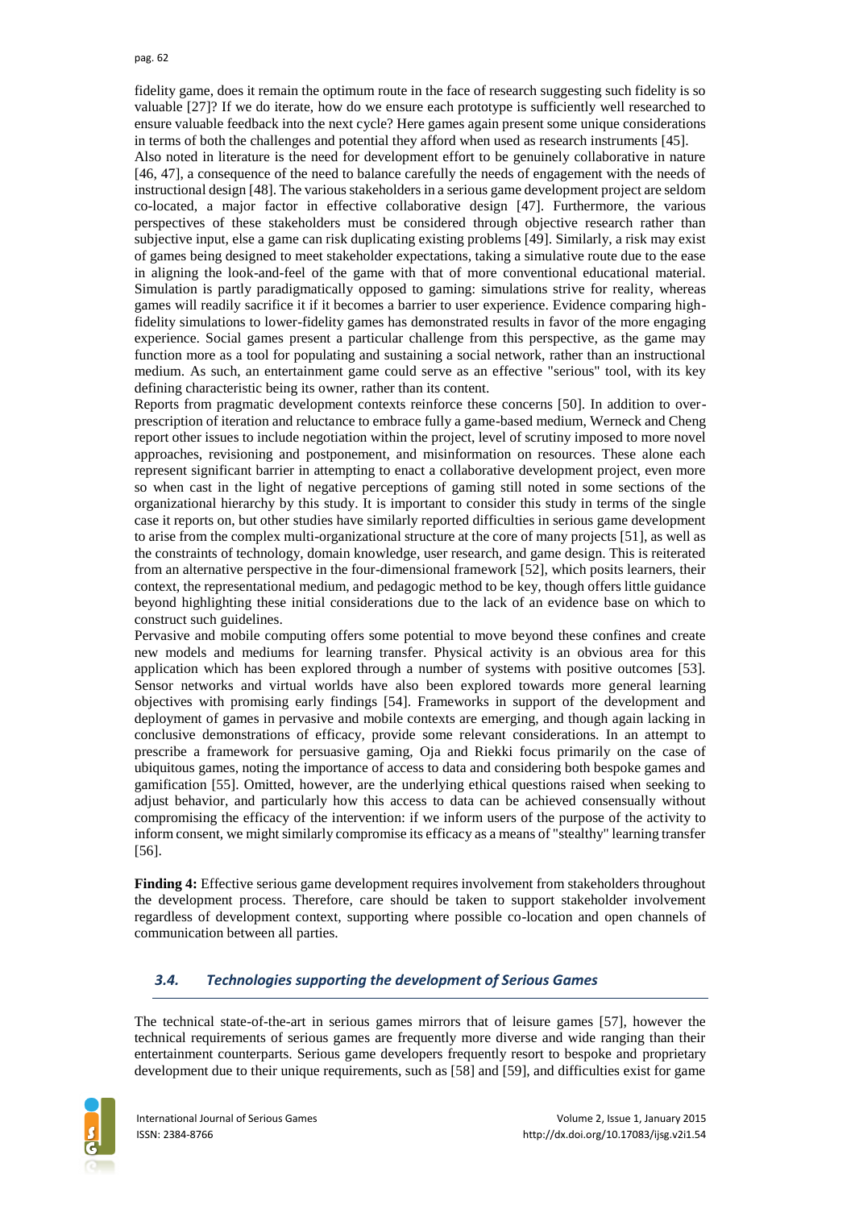fidelity game, does it remain the optimum route in the face of research suggesting such fidelity is so valuable [27]? If we do iterate, how do we ensure each prototype is sufficiently well researched to ensure valuable feedback into the next cycle? Here games again present some unique considerations in terms of both the challenges and potential they afford when used as research instruments [45].

Also noted in literature is the need for development effort to be genuinely collaborative in nature [46, 47], a consequence of the need to balance carefully the needs of engagement with the needs of instructional design [48]. The various stakeholders in a serious game development project are seldom co-located, a major factor in effective collaborative design [47]. Furthermore, the various perspectives of these stakeholders must be considered through objective research rather than subjective input, else a game can risk duplicating existing problems [49]. Similarly, a risk may exist of games being designed to meet stakeholder expectations, taking a simulative route due to the ease in aligning the look-and-feel of the game with that of more conventional educational material. Simulation is partly paradigmatically opposed to gaming: simulations strive for reality, whereas games will readily sacrifice it if it becomes a barrier to user experience. Evidence comparing high-fidelity simulations to lower-fidelity games has demonstrated results in favor of the more engaging experience. Social games present a particular challenge from this perspective, as the game may function more as a tool for populating and sustaining a social network, rather than an instructional medium. As such, an entertainment game could serve as an effective "serious" tool, with its key defining characteristic being its owner, rather than its content.

Reports from pragmatic development contexts reinforce these concerns [50]. In addition to over-prescription of iteration and reluctance to embrace fully a game-based medium, Werneck and Cheng report other issues to include negotiation within the project, level of scrutiny imposed to more novel approaches, revisioning and postponement, and misinformation on resources. These alone each represent significant barrier in attempting to enact a collaborative development project, even more so when cast in the light of negative perceptions of gaming still noted in some sections of the organizational hierarchy by this study. It is important to consider this study in terms of the single case it reports on, but other studies have similarly reported difficulties in serious game development to arise from the complex multi-organizational structure at the core of many projects [51], as well as the constraints of technology, domain knowledge, user research, and game design. This is reiterated from an alternative perspective in the four-dimensional framework [52], which posits learners, their context, the representational medium, and pedagogic method to be key, though offers little guidance beyond highlighting these initial considerations due to the lack of an evidence base on which to construct such guidelines.

Pervasive and mobile computing offers some potential to move beyond these confines and create new models and mediums for learning transfer. Physical activity is an obvious area for this application which has been explored through a number of systems with positive outcomes [53]. Sensor networks and virtual worlds have also been explored towards more general learning objectives with promising early findings [54]. Frameworks in support of the development and deployment of games in pervasive and mobile contexts are emerging, and though again lacking in conclusive demonstrations of efficacy, provide some relevant considerations. In an attempt to prescribe a framework for persuasive gaming, Oja and Riekki focus primarily on the case of ubiquitous games, noting the importance of access to data and considering both bespoke games and gamification [55]. Omitted, however, are the underlying ethical questions raised when seeking to adjust behavior, and particularly how this access to data can be achieved consensually without compromising the efficacy of the intervention: if we inform users of the purpose of the activity to inform consent, we might similarly compromise its efficacy as a means of "stealthy" learning transfer [56].

**Finding 4:** Effective serious game development requires involvement from stakeholders throughout the development process. Therefore, care should be taken to support stakeholder involvement regardless of development context, supporting where possible co-location and open channels of communication between all parties.

### *3.4. Technologies supporting the development of Serious Games*

The technical state-of-the-art in serious games mirrors that of leisure games [57], however the technical requirements of serious games are frequently more diverse and wide ranging than their entertainment counterparts. Serious game developers frequently resort to bespoke and proprietary development due to their unique requirements, such as [58] and [59], and difficulties exist for game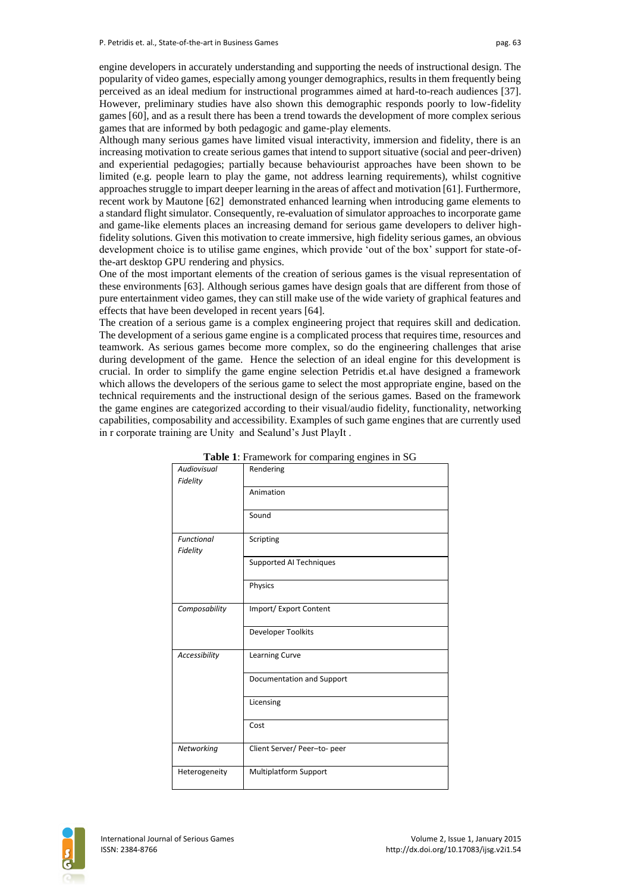engine developers in accurately understanding and supporting the needs of instructional design. The popularity of video games, especially among younger demographics, results in them frequently being perceived as an ideal medium for instructional programmes aimed at hard-to-reach audiences [37]. However, preliminary studies have also shown this demographic responds poorly to low-fidelity games [60], and as a result there has been a trend towards the development of more complex serious games that are informed by both pedagogic and game-play elements.

Although many serious games have limited visual interactivity, immersion and fidelity, there is an increasing motivation to create serious games that intend to support situative (social and peer-driven) and experiential pedagogies; partially because behaviourist approaches have been shown to be limited (e.g. people learn to play the game, not address learning requirements), whilst cognitive approaches struggle to impart deeper learning in the areas of affect and motivation [61]. Furthermore, recent work by Mautone [62] demonstrated enhanced learning when introducing game elements to a standard flight simulator. Consequently, re-evaluation of simulator approaches to incorporate game and game-like elements places an increasing demand for serious game developers to deliver high-fidelity solutions. Given this motivation to create immersive, high fidelity serious games, an obvious development choice is to utilise game engines, which provide 'out of the box' support for state-of-the-art desktop GPU rendering and physics.

One of the most important elements of the creation of serious games is the visual representation of these environments [63]. Although serious games have design goals that are different from those of pure entertainment video games, they can still make use of the wide variety of graphical features and effects that have been developed in recent years [64].

The creation of a serious game is a complex engineering project that requires skill and dedication. The development of a serious game engine is a complicated process that requires time, resources and teamwork. As serious games become more complex, so do the engineering challenges that arise during development of the game. Hence the selection of an ideal engine for this development is crucial. In order to simplify the game engine selection Petridis et.al have designed a framework which allows the developers of the serious game to select the most appropriate engine, based on the technical requirements and the instructional design of the serious games. Based on the framework the game engines are categorized according to their visual/audio fidelity, functionality, networking capabilities, composability and accessibility. Examples of such game engines that are currently used in r corporate training are Unity and Sealund's Just PlayIt .

**Table 1**: Framework for comparing engines in SG

| | |
|---|---|
| *Audiovisual Fidelity* | Rendering |
| | Animation |
| | Sound |
| *Functional Fidelity* | Scripting |
| | Supported AI Techniques |
| | Physics |
| *Composability* | Import/ Export Content |
| | Developer Toolkits |
| *Accessibility* | Learning Curve |
| | Documentation and Support |
| | Licensing |
| | Cost |
| *Networking* | Client Server/ Peer–to- peer |
| Heterogeneity | Multiplatform Support |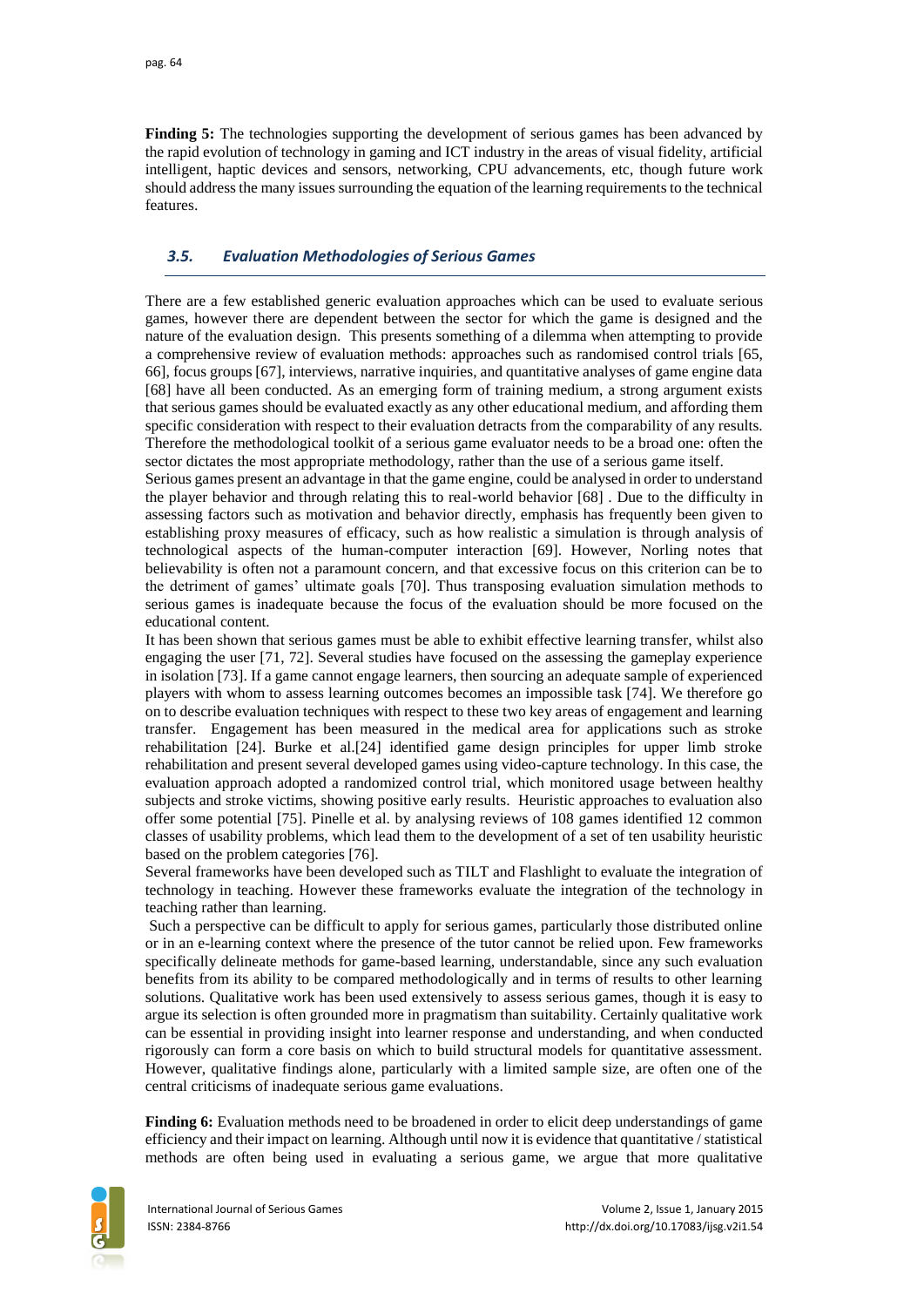**Finding 5:** The technologies supporting the development of serious games has been advanced by the rapid evolution of technology in gaming and ICT industry in the areas of visual fidelity, artificial intelligent, haptic devices and sensors, networking, CPU advancements, etc, though future work should address the many issues surrounding the equation of the learning requirements to the technical features.

### *3.5. Evaluation Methodologies of Serious Games*

There are a few established generic evaluation approaches which can be used to evaluate serious games, however there are dependent between the sector for which the game is designed and the nature of the evaluation design. This presents something of a dilemma when attempting to provide a comprehensive review of evaluation methods: approaches such as randomised control trials [65, 66], focus groups [67], interviews, narrative inquiries, and quantitative analyses of game engine data [68] have all been conducted. As an emerging form of training medium, a strong argument exists that serious games should be evaluated exactly as any other educational medium, and affording them specific consideration with respect to their evaluation detracts from the comparability of any results. Therefore the methodological toolkit of a serious game evaluator needs to be a broad one: often the sector dictates the most appropriate methodology, rather than the use of a serious game itself.

Serious games present an advantage in that the game engine, could be analysed in order to understand the player behavior and through relating this to real-world behavior [68] . Due to the difficulty in assessing factors such as motivation and behavior directly, emphasis has frequently been given to establishing proxy measures of efficacy, such as how realistic a simulation is through analysis of technological aspects of the human-computer interaction [69]. However, Norling notes that believability is often not a paramount concern, and that excessive focus on this criterion can be to the detriment of games' ultimate goals [70]. Thus transposing evaluation simulation methods to serious games is inadequate because the focus of the evaluation should be more focused on the educational content.

It has been shown that serious games must be able to exhibit effective learning transfer, whilst also engaging the user [71, 72]. Several studies have focused on the assessing the gameplay experience in isolation [73]. If a game cannot engage learners, then sourcing an adequate sample of experienced players with whom to assess learning outcomes becomes an impossible task [74]. We therefore go on to describe evaluation techniques with respect to these two key areas of engagement and learning transfer. Engagement has been measured in the medical area for applications such as stroke rehabilitation [24]. Burke et al.[24] identified game design principles for upper limb stroke rehabilitation and present several developed games using video-capture technology. In this case, the evaluation approach adopted a randomized control trial, which monitored usage between healthy subjects and stroke victims, showing positive early results. Heuristic approaches to evaluation also offer some potential [75]. Pinelle et al. by analysing reviews of 108 games identified 12 common classes of usability problems, which lead them to the development of a set of ten usability heuristic based on the problem categories [76].

Several frameworks have been developed such as TILT and Flashlight to evaluate the integration of technology in teaching. However these frameworks evaluate the integration of the technology in teaching rather than learning.

Such a perspective can be difficult to apply for serious games, particularly those distributed online or in an e-learning context where the presence of the tutor cannot be relied upon. Few frameworks specifically delineate methods for game-based learning, understandable, since any such evaluation benefits from its ability to be compared methodologically and in terms of results to other learning solutions. Qualitative work has been used extensively to assess serious games, though it is easy to argue its selection is often grounded more in pragmatism than suitability. Certainly qualitative work can be essential in providing insight into learner response and understanding, and when conducted rigorously can form a core basis on which to build structural models for quantitative assessment. However, qualitative findings alone, particularly with a limited sample size, are often one of the central criticisms of inadequate serious game evaluations.

**Finding 6:** Evaluation methods need to be broadened in order to elicit deep understandings of game efficiency and their impact on learning. Although until now it is evidence that quantitative / statistical methods are often being used in evaluating a serious game, we argue that more qualitative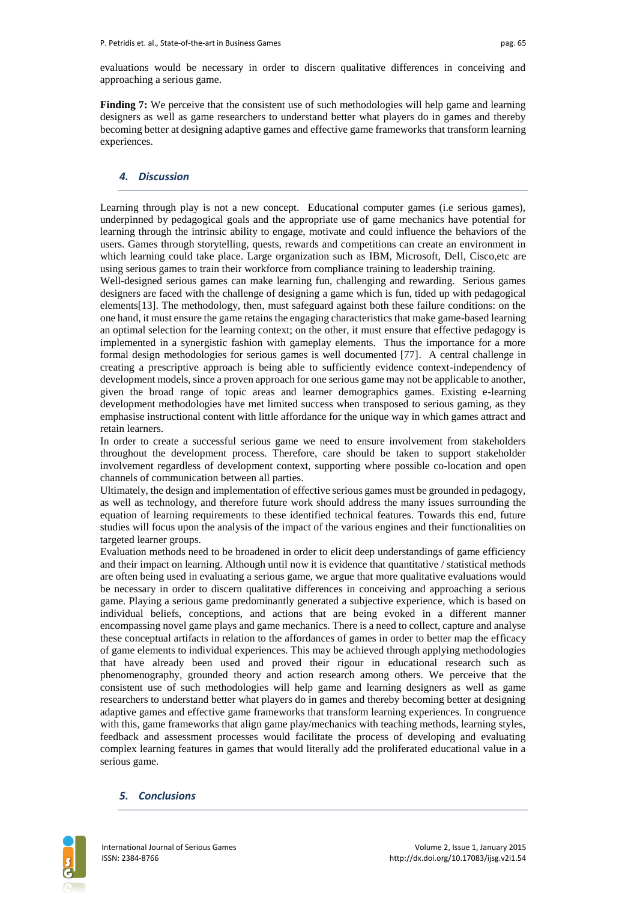evaluations would be necessary in order to discern qualitative differences in conceiving and approaching a serious game.

**Finding 7:** We perceive that the consistent use of such methodologies will help game and learning designers as well as game researchers to understand better what players do in games and thereby becoming better at designing adaptive games and effective game frameworks that transform learning experiences.

## *4. Discussion*

Learning through play is not a new concept. Educational computer games (i.e serious games), underpinned by pedagogical goals and the appropriate use of game mechanics have potential for learning through the intrinsic ability to engage, motivate and could influence the behaviors of the users. Games through storytelling, quests, rewards and competitions can create an environment in which learning could take place. Large organization such as IBM, Microsoft, Dell, Cisco,etc are using serious games to train their workforce from compliance training to leadership training.

Well-designed serious games can make learning fun, challenging and rewarding. Serious games designers are faced with the challenge of designing a game which is fun, tided up with pedagogical elements[13]. The methodology, then, must safeguard against both these failure conditions: on the one hand, it must ensure the game retains the engaging characteristics that make game-based learning an optimal selection for the learning context; on the other, it must ensure that effective pedagogy is implemented in a synergistic fashion with gameplay elements. Thus the importance for a more formal design methodologies for serious games is well documented [77]. A central challenge in creating a prescriptive approach is being able to sufficiently evidence context-independency of development models, since a proven approach for one serious game may not be applicable to another, given the broad range of topic areas and learner demographics games. Existing e-learning development methodologies have met limited success when transposed to serious gaming, as they emphasise instructional content with little affordance for the unique way in which games attract and retain learners.

In order to create a successful serious game we need to ensure involvement from stakeholders throughout the development process. Therefore, care should be taken to support stakeholder involvement regardless of development context, supporting where possible co-location and open channels of communication between all parties.

Ultimately, the design and implementation of effective serious games must be grounded in pedagogy, as well as technology, and therefore future work should address the many issues surrounding the equation of learning requirements to these identified technical features. Towards this end, future studies will focus upon the analysis of the impact of the various engines and their functionalities on targeted learner groups.

Evaluation methods need to be broadened in order to elicit deep understandings of game efficiency and their impact on learning. Although until now it is evidence that quantitative / statistical methods are often being used in evaluating a serious game, we argue that more qualitative evaluations would be necessary in order to discern qualitative differences in conceiving and approaching a serious game. Playing a serious game predominantly generated a subjective experience, which is based on individual beliefs, conceptions, and actions that are being evoked in a different manner encompassing novel game plays and game mechanics. There is a need to collect, capture and analyse these conceptual artifacts in relation to the affordances of games in order to better map the efficacy of game elements to individual experiences. This may be achieved through applying methodologies that have already been used and proved their rigour in educational research such as phenomenography, grounded theory and action research among others. We perceive that the consistent use of such methodologies will help game and learning designers as well as game researchers to understand better what players do in games and thereby becoming better at designing adaptive games and effective game frameworks that transform learning experiences. In congruence with this, game frameworks that align game play/mechanics with teaching methods, learning styles, feedback and assessment processes would facilitate the process of developing and evaluating complex learning features in games that would literally add the proliferated educational value in a serious game.

## *5. Conclusions*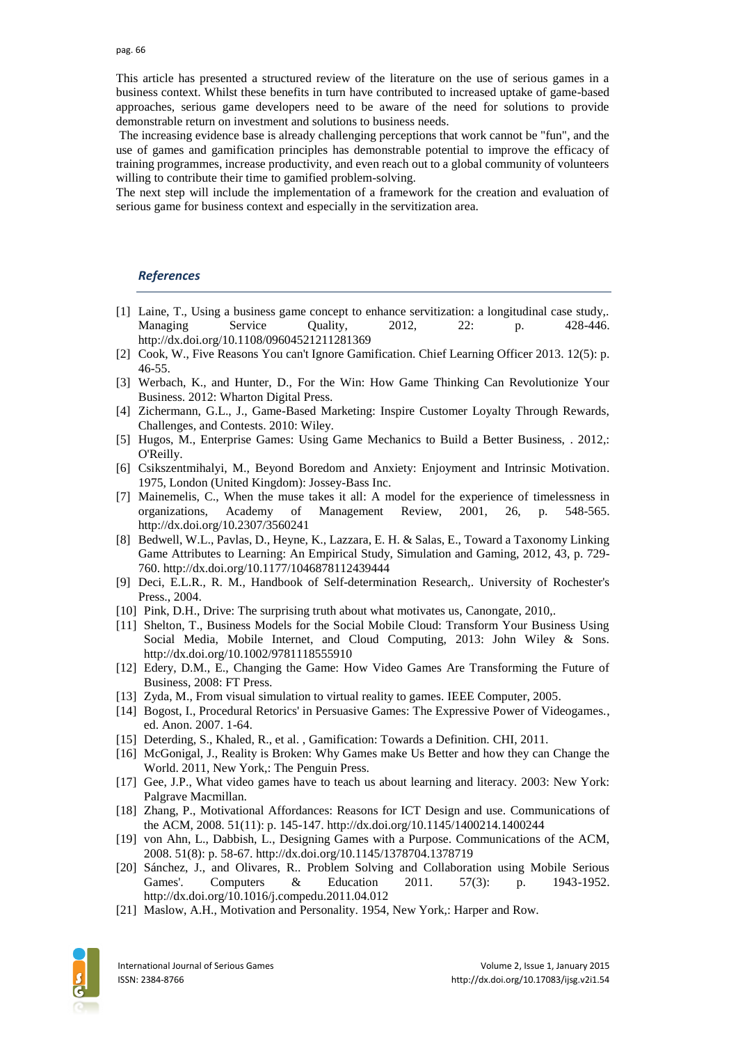This article has presented a structured review of the literature on the use of serious games in a business context. Whilst these benefits in turn have contributed to increased uptake of game-based approaches, serious game developers need to be aware of the need for solutions to provide demonstrable return on investment and solutions to business needs.

The increasing evidence base is already challenging perceptions that work cannot be "fun", and the use of games and gamification principles has demonstrable potential to improve the efficacy of training programmes, increase productivity, and even reach out to a global community of volunteers willing to contribute their time to gamified problem-solving.

The next step will include the implementation of a framework for the creation and evaluation of serious game for business context and especially in the servitization area.

## *References*

[1] Laine, T., Using a business game concept to enhance servitization: a longitudinal case study,. Managing Service Quality, 2012, 22: p. 428-446. http://dx.doi.org/10.1108/09604521211281369

[2] Cook, W., Five Reasons You can't Ignore Gamification. Chief Learning Officer 2013. 12(5): p. 46-55.

[3] Werbach, K., and Hunter, D., For the Win: How Game Thinking Can Revolutionize Your Business. 2012: Wharton Digital Press.

[4] Zichermann, G.L., J., Game-Based Marketing: Inspire Customer Loyalty Through Rewards, Challenges, and Contests. 2010: Wiley.

[5] Hugos, M., Enterprise Games: Using Game Mechanics to Build a Better Business, . 2012,: O'Reilly.

[6] Csikszentmihalyi, M., Beyond Boredom and Anxiety: Enjoyment and Intrinsic Motivation. 1975, London (United Kingdom): Jossey-Bass Inc.

[7] Mainemelis, C., When the muse takes it all: A model for the experience of timelessness in organizations, Academy of Management Review, 2001, 26, p. 548-565. http://dx.doi.org/10.2307/3560241

[8] Bedwell, W.L., Pavlas, D., Heyne, K., Lazzara, E. H. & Salas, E., Toward a Taxonomy Linking Game Attributes to Learning: An Empirical Study, Simulation and Gaming, 2012, 43, p. 729-760. http://dx.doi.org/10.1177/1046878112439444

[9] Deci, E.L.R., R. M., Handbook of Self-determination Research,. University of Rochester's Press., 2004.

[10] Pink, D.H., Drive: The surprising truth about what motivates us, Canongate, 2010,.

[11] Shelton, T., Business Models for the Social Mobile Cloud: Transform Your Business Using Social Media, Mobile Internet, and Cloud Computing, 2013: John Wiley & Sons. http://dx.doi.org/10.1002/9781118555910

[12] Edery, D.M., E., Changing the Game: How Video Games Are Transforming the Future of Business, 2008: FT Press.

[13] Zyda, M., From visual simulation to virtual reality to games. IEEE Computer, 2005.

[14] Bogost, I., Procedural Retorics' in Persuasive Games: The Expressive Power of Videogames., ed. Anon. 2007. 1-64.

[15] Deterding, S., Khaled, R., et al. , Gamification: Towards a Definition. CHI, 2011.

[16] McGonigal, J., Reality is Broken: Why Games make Us Better and how they can Change the World. 2011, New York,: The Penguin Press.

[17] Gee, J.P., What video games have to teach us about learning and literacy. 2003: New York: Palgrave Macmillan.

[18] Zhang, P., Motivational Affordances: Reasons for ICT Design and use. Communications of the ACM, 2008. 51(11): p. 145-147. http://dx.doi.org/10.1145/1400214.1400244

[19] von Ahn, L., Dabbish, L., Designing Games with a Purpose. Communications of the ACM, 2008. 51(8): p. 58-67. http://dx.doi.org/10.1145/1378704.1378719

[20] Sánchez, J., and Olivares, R.. Problem Solving and Collaboration using Mobile Serious Games'. Computers & Education 2011. 57(3): p. 1943-1952. http://dx.doi.org/10.1016/j.compedu.2011.04.012

[21] Maslow, A.H., Motivation and Personality. 1954, New York,: Harper and Row.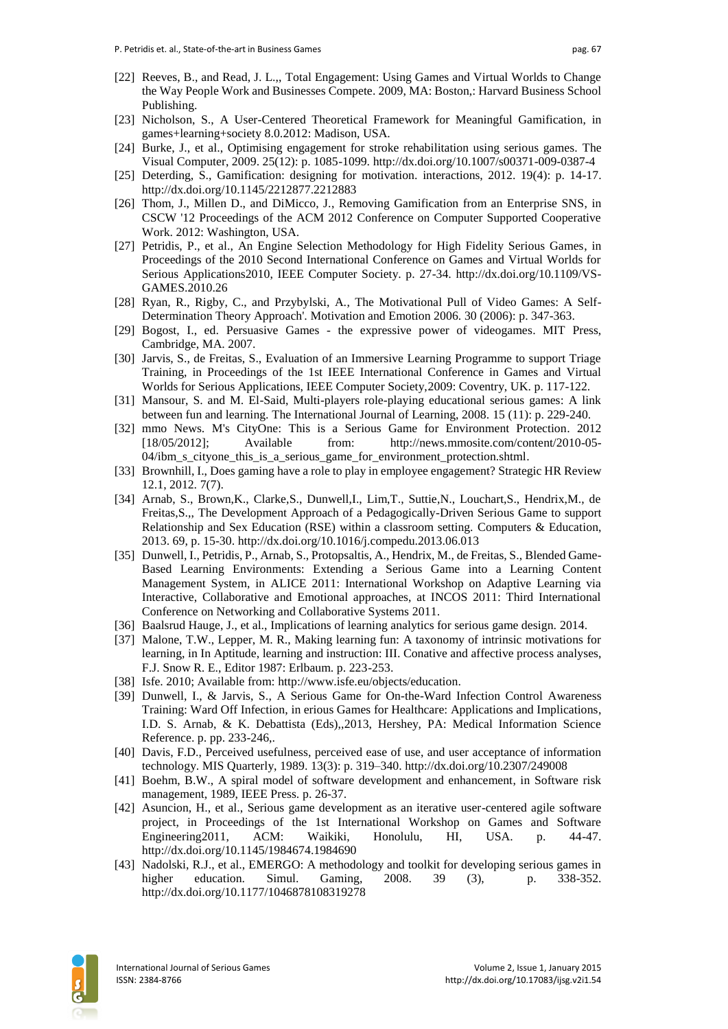[22] Reeves, B., and Read, J. L.,, Total Engagement: Using Games and Virtual Worlds to Change the Way People Work and Businesses Compete. 2009, MA: Boston,: Harvard Business School Publishing.

[23] Nicholson, S., A User-Centered Theoretical Framework for Meaningful Gamification, in games+learning+society 8.0.2012: Madison, USA.

[24] Burke, J., et al., Optimising engagement for stroke rehabilitation using serious games. The Visual Computer, 2009. 25(12): p. 1085-1099. http://dx.doi.org/10.1007/s00371-009-0387-4

[25] Deterding, S., Gamification: designing for motivation. interactions, 2012. 19(4): p. 14-17. http://dx.doi.org/10.1145/2212877.2212883

[26] Thom, J., Millen D., and DiMicco, J., Removing Gamification from an Enterprise SNS, in CSCW '12 Proceedings of the ACM 2012 Conference on Computer Supported Cooperative Work. 2012: Washington, USA.

[27] Petridis, P., et al., An Engine Selection Methodology for High Fidelity Serious Games, in Proceedings of the 2010 Second International Conference on Games and Virtual Worlds for Serious Applications2010, IEEE Computer Society. p. 27-34. http://dx.doi.org/10.1109/VS-GAMES.2010.26

[28] Ryan, R., Rigby, C., and Przybylski, A., The Motivational Pull of Video Games: A Self-Determination Theory Approach'. Motivation and Emotion 2006. 30 (2006): p. 347-363.

[29] Bogost, I., ed. Persuasive Games - the expressive power of videogames. MIT Press, Cambridge, MA. 2007.

[30] Jarvis, S., de Freitas, S., Evaluation of an Immersive Learning Programme to support Triage Training, in Proceedings of the 1st IEEE International Conference in Games and Virtual Worlds for Serious Applications, IEEE Computer Society,2009: Coventry, UK. p. 117-122.

[31] Mansour, S. and M. El-Said, Multi-players role-playing educational serious games: A link between fun and learning. The International Journal of Learning, 2008. 15 (11): p. 229-240.

[32] mmo News. M's CityOne: This is a Serious Game for Environment Protection. 2012 [18/05/2012]; Available from: http://news.mmosite.com/content/2010-05-04/ibm_s_cityone_this_is_a_serious_game_for_environment_protection.shtml.

[33] Brownhill, I., Does gaming have a role to play in employee engagement? Strategic HR Review 12.1, 2012. 7(7).

[34] Arnab, S., Brown,K., Clarke,S., Dunwell,I., Lim,T., Suttie,N., Louchart,S., Hendrix,M., de Freitas,S.,, The Development Approach of a Pedagogically-Driven Serious Game to support Relationship and Sex Education (RSE) within a classroom setting. Computers & Education, 2013. 69, p. 15-30. http://dx.doi.org/10.1016/j.compedu.2013.06.013

[35] Dunwell, I., Petridis, P., Arnab, S., Protopsaltis, A., Hendrix, M., de Freitas, S., Blended Game-Based Learning Environments: Extending a Serious Game into a Learning Content Management System, in ALICE 2011: International Workshop on Adaptive Learning via Interactive, Collaborative and Emotional approaches, at INCOS 2011: Third International Conference on Networking and Collaborative Systems 2011.

[36] Baalsrud Hauge, J., et al., Implications of learning analytics for serious game design. 2014.

[37] Malone, T.W., Lepper, M. R., Making learning fun: A taxonomy of intrinsic motivations for learning, in In Aptitude, learning and instruction: III. Conative and affective process analyses, F.J. Snow R. E., Editor 1987: Erlbaum. p. 223-253.

[38] Isfe. 2010; Available from: http://www.isfe.eu/objects/education.

[39] Dunwell, I., & Jarvis, S., A Serious Game for On-the-Ward Infection Control Awareness Training: Ward Off Infection, in erious Games for Healthcare: Applications and Implications, I.D. S. Arnab, & K. Debattista (Eds),,2013, Hershey, PA: Medical Information Science Reference. p. pp. 233-246,.

[40] Davis, F.D., Perceived usefulness, perceived ease of use, and user acceptance of information technology. MIS Quarterly, 1989. 13(3): p. 319–340. http://dx.doi.org/10.2307/249008

[41] Boehm, B.W., A spiral model of software development and enhancement, in Software risk management, 1989, IEEE Press. p. 26-37.

[42] Asuncion, H., et al., Serious game development as an iterative user-centered agile software project, in Proceedings of the 1st International Workshop on Games and Software Engineering2011, ACM: Waikiki, Honolulu, HI, USA. p. 44-47. http://dx.doi.org/10.1145/1984674.1984690

[43] Nadolski, R.J., et al., EMERGO: A methodology and toolkit for developing serious games in higher education. Simul. Gaming, 2008. 39 (3), p. 338-352. http://dx.doi.org/10.1177/1046878108319278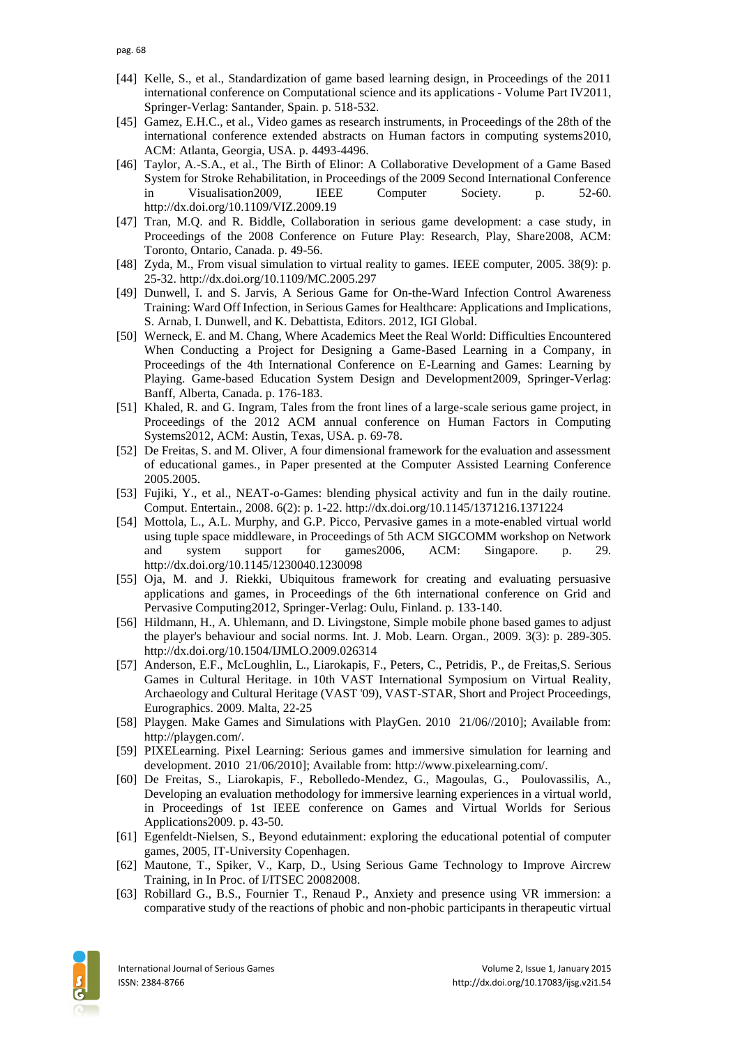- [44] Kelle, S., et al., Standardization of game based learning design, in Proceedings of the 2011 international conference on Computational science and its applications - Volume Part IV2011, Springer-Verlag: Santander, Spain. p. 518-532.
- [45] Gamez, E.H.C., et al., Video games as research instruments, in Proceedings of the 28th of the international conference extended abstracts on Human factors in computing systems2010, ACM: Atlanta, Georgia, USA. p. 4493-4496.
- [46] Taylor, A.-S.A., et al., The Birth of Elinor: A Collaborative Development of a Game Based System for Stroke Rehabilitation, in Proceedings of the 2009 Second International Conference in Visualisation2009, IEEE Computer Society. p. 52-60. http://dx.doi.org/10.1109/VIZ.2009.19
- [47] Tran, M.Q. and R. Biddle, Collaboration in serious game development: a case study, in Proceedings of the 2008 Conference on Future Play: Research, Play, Share2008, ACM: Toronto, Ontario, Canada. p. 49-56.
- [48] Zyda, M., From visual simulation to virtual reality to games. IEEE computer, 2005. 38(9): p. 25-32. http://dx.doi.org/10.1109/MC.2005.297
- [49] Dunwell, I. and S. Jarvis, A Serious Game for On-the-Ward Infection Control Awareness Training: Ward Off Infection, in Serious Games for Healthcare: Applications and Implications, S. Arnab, I. Dunwell, and K. Debattista, Editors. 2012, IGI Global.
- [50] Werneck, E. and M. Chang, Where Academics Meet the Real World: Difficulties Encountered When Conducting a Project for Designing a Game-Based Learning in a Company, in Proceedings of the 4th International Conference on E-Learning and Games: Learning by Playing. Game-based Education System Design and Development2009, Springer-Verlag: Banff, Alberta, Canada. p. 176-183.
- [51] Khaled, R. and G. Ingram, Tales from the front lines of a large-scale serious game project, in Proceedings of the 2012 ACM annual conference on Human Factors in Computing Systems2012, ACM: Austin, Texas, USA. p. 69-78.
- [52] De Freitas, S. and M. Oliver, A four dimensional framework for the evaluation and assessment of educational games., in Paper presented at the Computer Assisted Learning Conference 2005.2005.
- [53] Fujiki, Y., et al., NEAT-o-Games: blending physical activity and fun in the daily routine. Comput. Entertain., 2008. 6(2): p. 1-22. http://dx.doi.org/10.1145/1371216.1371224
- [54] Mottola, L., A.L. Murphy, and G.P. Picco, Pervasive games in a mote-enabled virtual world using tuple space middleware, in Proceedings of 5th ACM SIGCOMM workshop on Network and system support for games2006, ACM: Singapore. p. 29. http://dx.doi.org/10.1145/1230040.1230098
- [55] Oja, M. and J. Riekki, Ubiquitous framework for creating and evaluating persuasive applications and games, in Proceedings of the 6th international conference on Grid and Pervasive Computing2012, Springer-Verlag: Oulu, Finland. p. 133-140.
- [56] Hildmann, H., A. Uhlemann, and D. Livingstone, Simple mobile phone based games to adjust the player's behaviour and social norms. Int. J. Mob. Learn. Organ., 2009. 3(3): p. 289-305. http://dx.doi.org/10.1504/IJMLO.2009.026314
- [57] Anderson, E.F., McLoughlin, L., Liarokapis, F., Peters, C., Petridis, P., de Freitas,S. Serious Games in Cultural Heritage. in 10th VAST International Symposium on Virtual Reality, Archaeology and Cultural Heritage (VAST '09), VAST-STAR, Short and Project Proceedings, Eurographics. 2009. Malta, 22-25
- [58] Playgen. Make Games and Simulations with PlayGen. 2010 21/06//2010]; Available from: http://playgen.com/.
- [59] PIXELearning. Pixel Learning: Serious games and immersive simulation for learning and development. 2010 21/06/2010]; Available from: http://www.pixelearning.com/.
- [60] De Freitas, S., Liarokapis, F., Rebolledo-Mendez, G., Magoulas, G., Poulovassilis, A., Developing an evaluation methodology for immersive learning experiences in a virtual world, in Proceedings of 1st IEEE conference on Games and Virtual Worlds for Serious Applications2009. p. 43-50.
- [61] Egenfeldt-Nielsen, S., Beyond edutainment: exploring the educational potential of computer games, 2005, IT-University Copenhagen.
- [62] Mautone, T., Spiker, V., Karp, D., Using Serious Game Technology to Improve Aircrew Training, in In Proc. of I/ITSEC 20082008.
- [63] Robillard G., B.S., Fournier T., Renaud P., Anxiety and presence using VR immersion: a comparative study of the reactions of phobic and non-phobic participants in therapeutic virtual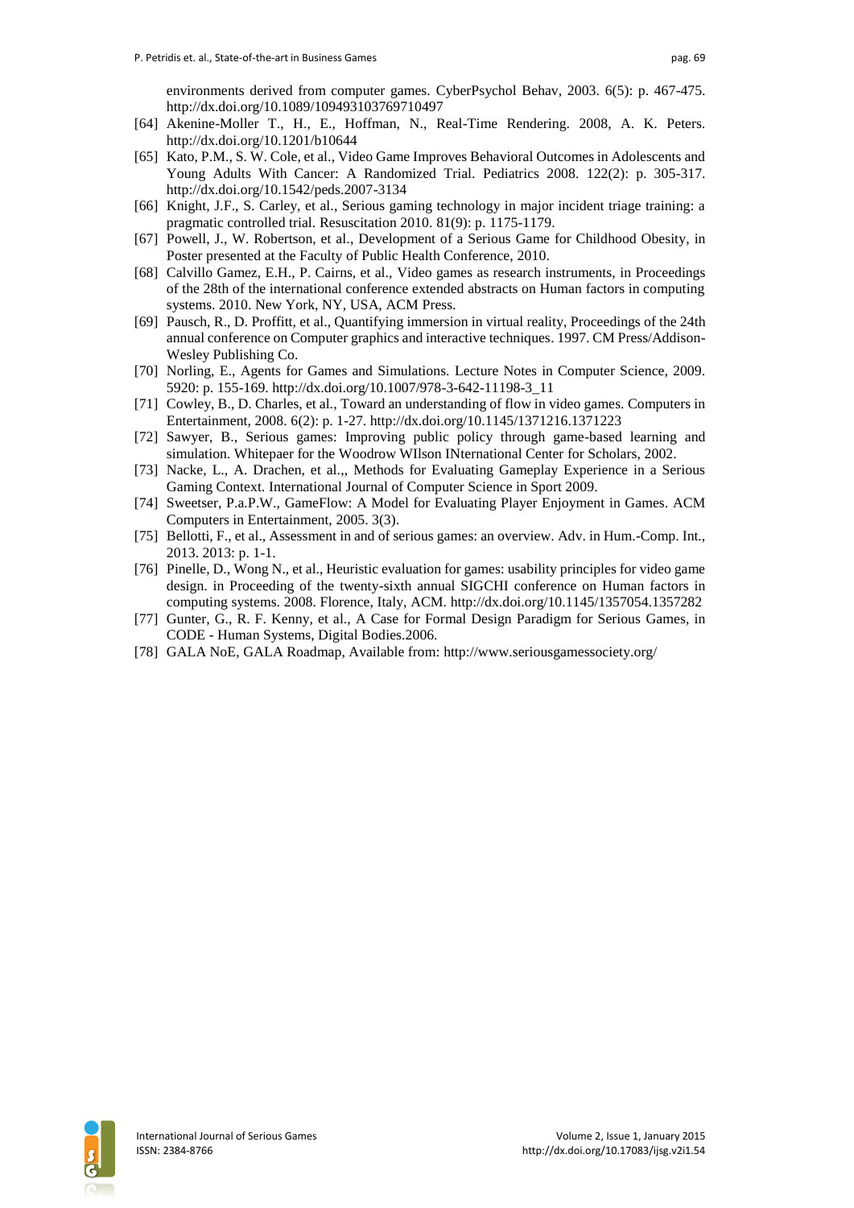environments derived from computer games. CyberPsychol Behav, 2003. 6(5): p. 467-475. http://dx.doi.org/10.1089/109493103769710497

[64] Akenine-Moller T., H., E., Hoffman, N., Real-Time Rendering. 2008, A. K. Peters. http://dx.doi.org/10.1201/b10644

[65] Kato, P.M., S. W. Cole, et al., Video Game Improves Behavioral Outcomes in Adolescents and Young Adults With Cancer: A Randomized Trial. Pediatrics 2008. 122(2): p. 305-317. http://dx.doi.org/10.1542/peds.2007-3134

[66] Knight, J.F., S. Carley, et al., Serious gaming technology in major incident triage training: a pragmatic controlled trial. Resuscitation 2010. 81(9): p. 1175-1179.

[67] Powell, J., W. Robertson, et al., Development of a Serious Game for Childhood Obesity, in Poster presented at the Faculty of Public Health Conference, 2010.

[68] Calvillo Gamez, E.H., P. Cairns, et al., Video games as research instruments, in Proceedings of the 28th of the international conference extended abstracts on Human factors in computing systems. 2010. New York, NY, USA, ACM Press.

[69] Pausch, R., D. Proffitt, et al., Quantifying immersion in virtual reality, Proceedings of the 24th annual conference on Computer graphics and interactive techniques. 1997. CM Press/Addison-Wesley Publishing Co.

[70] Norling, E., Agents for Games and Simulations. Lecture Notes in Computer Science, 2009. 5920: p. 155-169. http://dx.doi.org/10.1007/978-3-642-11198-3_11

[71] Cowley, B., D. Charles, et al., Toward an understanding of flow in video games. Computers in Entertainment, 2008. 6(2): p. 1-27. http://dx.doi.org/10.1145/1371216.1371223

[72] Sawyer, B., Serious games: Improving public policy through game-based learning and simulation. Whitepaer for the Woodrow WIlson INternational Center for Scholars, 2002.

[73] Nacke, L., A. Drachen, et al.,, Methods for Evaluating Gameplay Experience in a Serious Gaming Context. International Journal of Computer Science in Sport 2009.

[74] Sweetser, P.a.P.W., GameFlow: A Model for Evaluating Player Enjoyment in Games. ACM Computers in Entertainment, 2005. 3(3).

[75] Bellotti, F., et al., Assessment in and of serious games: an overview. Adv. in Hum.-Comp. Int., 2013. 2013: p. 1-1.

[76] Pinelle, D., Wong N., et al., Heuristic evaluation for games: usability principles for video game design. in Proceeding of the twenty-sixth annual SIGCHI conference on Human factors in computing systems. 2008. Florence, Italy, ACM. http://dx.doi.org/10.1145/1357054.1357282

[77] Gunter, G., R. F. Kenny, et al., A Case for Formal Design Paradigm for Serious Games, in CODE - Human Systems, Digital Bodies.2006.

[78] GALA NoE, GALA Roadmap, Available from: http://www.seriousgamessociety.org/